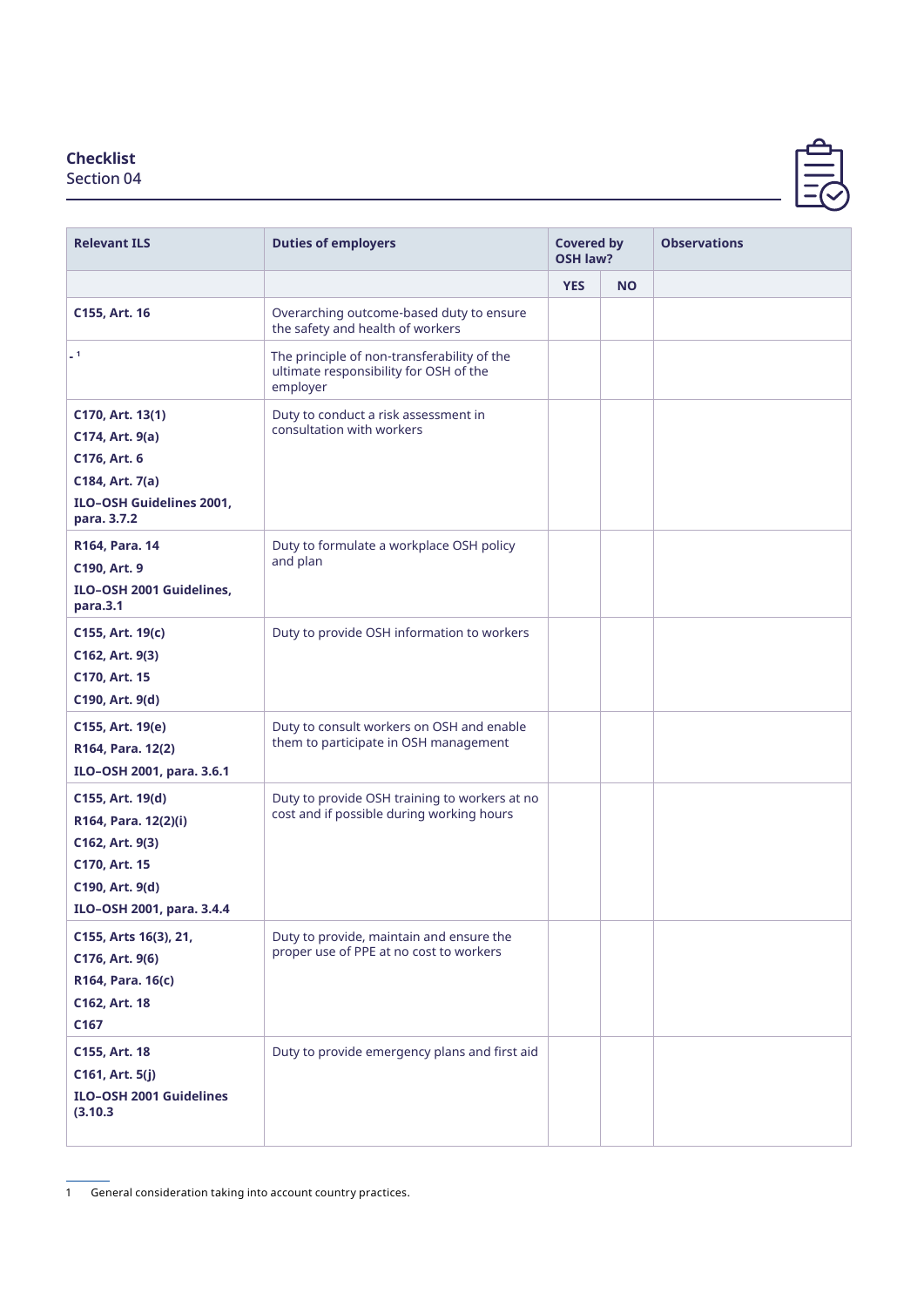**Checklist**
Section 04

| Relevant ILS | Duties of employers | Covered by OSH law? | | Observations |
|---|---|---|---|---|
| | | YES | NO | |
| **C155, Art. 16** | Overarching outcome-based duty to ensure the safety and health of workers | | | |
| - [1] | The principle of non-transferability of the ultimate responsibility for OSH of the employer | | | |
| **C170, Art. 13(1)**<br>**C174, Art. 9(a)**<br>**C176, Art. 6**<br>**C184, Art. 7(a)**<br>**ILO–OSH Guidelines 2001, para. 3.7.2** | Duty to conduct a risk assessment in consultation with workers | | | |
| **R164, Para. 14**<br>**C190, Art. 9**<br>**ILO–OSH 2001 Guidelines, para.3.1** | Duty to formulate a workplace OSH policy and plan | | | |
| **C155, Art. 19(c)**<br>**C162, Art. 9(3)**<br>**C170, Art. 15**<br>**C190, Art. 9(d)** | Duty to provide OSH information to workers | | | |
| **C155, Art. 19(e)**<br>**R164, Para. 12(2)**<br>**ILO–OSH 2001, para. 3.6.1** | Duty to consult workers on OSH and enable them to participate in OSH management | | | |
| **C155, Art. 19(d)**<br>**R164, Para. 12(2)(i)**<br>**C162, Art. 9(3)**<br>**C170, Art. 15**<br>**C190, Art. 9(d)**<br>**ILO–OSH 2001, para. 3.4.4** | Duty to provide OSH training to workers at no cost and if possible during working hours | | | |
| **C155, Arts 16(3), 21,**<br>**C176, Art. 9(6)**<br>**R164, Para. 16(c)**<br>**C162, Art. 18**<br>**C167** | Duty to provide, maintain and ensure the proper use of PPE at no cost to workers | | | |
| **C155, Art. 18**<br>**C161, Art. 5(j)**<br>**ILO–OSH 2001 Guidelines (3.10.3** | Duty to provide emergency plans and first aid | | | |

1 General consideration taking into account country practices.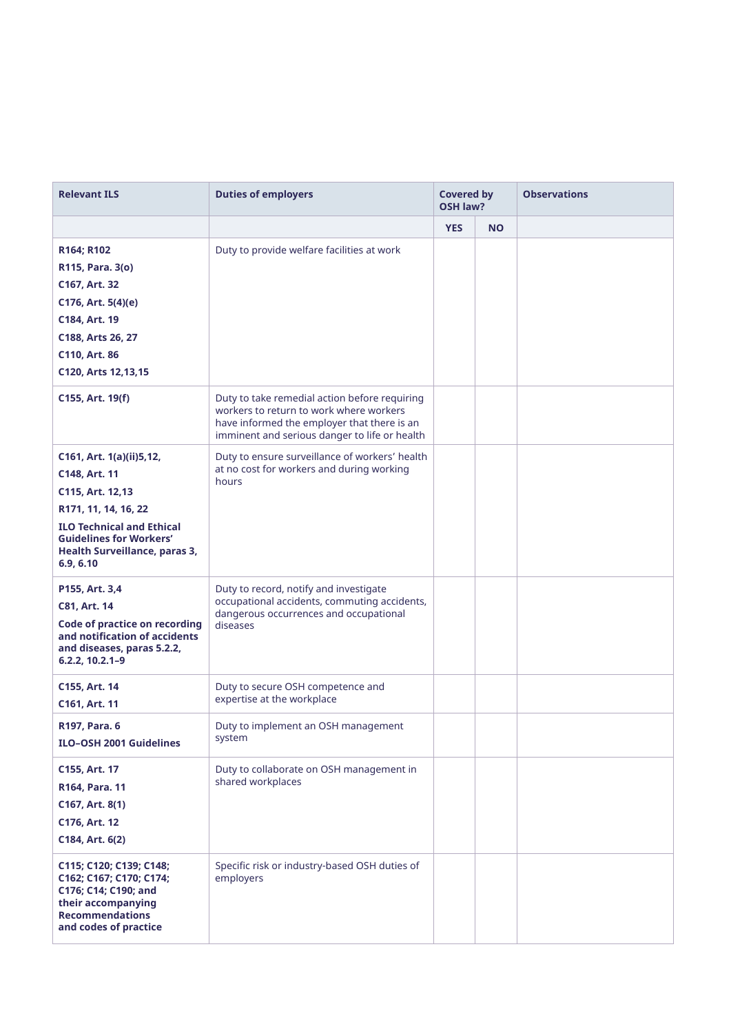| Relevant ILS | Duties of employers | Covered by OSH law? | | Observations |
|---|---|---|---|---|
| | | YES | NO | |
| **R164; R102**<br>**R115, Para. 3(o)**<br>**C167, Art. 32**<br>**C176, Art. 5(4)(e)**<br>**C184, Art. 19**<br>**C188, Arts 26, 27**<br>**C110, Art. 86**<br>**C120, Arts 12,13,15** | Duty to provide welfare facilities at work | | | |
| **C155, Art. 19(f)** | Duty to take remedial action before requiring workers to return to work where workers have informed the employer that there is an imminent and serious danger to life or health | | | |
| **C161, Art. 1(a)(ii)5,12,**<br>**C148, Art. 11**<br>**C115, Art. 12,13**<br>**R171, 11, 14, 16, 22**<br>**ILO Technical and Ethical Guidelines for Workers' Health Surveillance, paras 3, 6.9, 6.10** | Duty to ensure surveillance of workers' health at no cost for workers and during working hours | | | |
| **P155, Art. 3,4**<br>**C81, Art. 14**<br>**Code of practice on recording and notification of accidents and diseases, paras 5.2.2, 6.2.2, 10.2.1–9** | Duty to record, notify and investigate occupational accidents, commuting accidents, dangerous occurrences and occupational diseases | | | |
| **C155, Art. 14**<br>**C161, Art. 11** | Duty to secure OSH competence and expertise at the workplace | | | |
| **R197, Para. 6**<br>**ILO–OSH 2001 Guidelines** | Duty to implement an OSH management system | | | |
| **C155, Art. 17**<br>**R164, Para. 11**<br>**C167, Art. 8(1)**<br>**C176, Art. 12**<br>**C184, Art. 6(2)** | Duty to collaborate on OSH management in shared workplaces | | | |
| **C115; C120; C139; C148; C162; C167; C170; C174; C176; C14; C190; and their accompanying Recommendations and codes of practice** | Specific risk or industry-based OSH duties of employers | | | |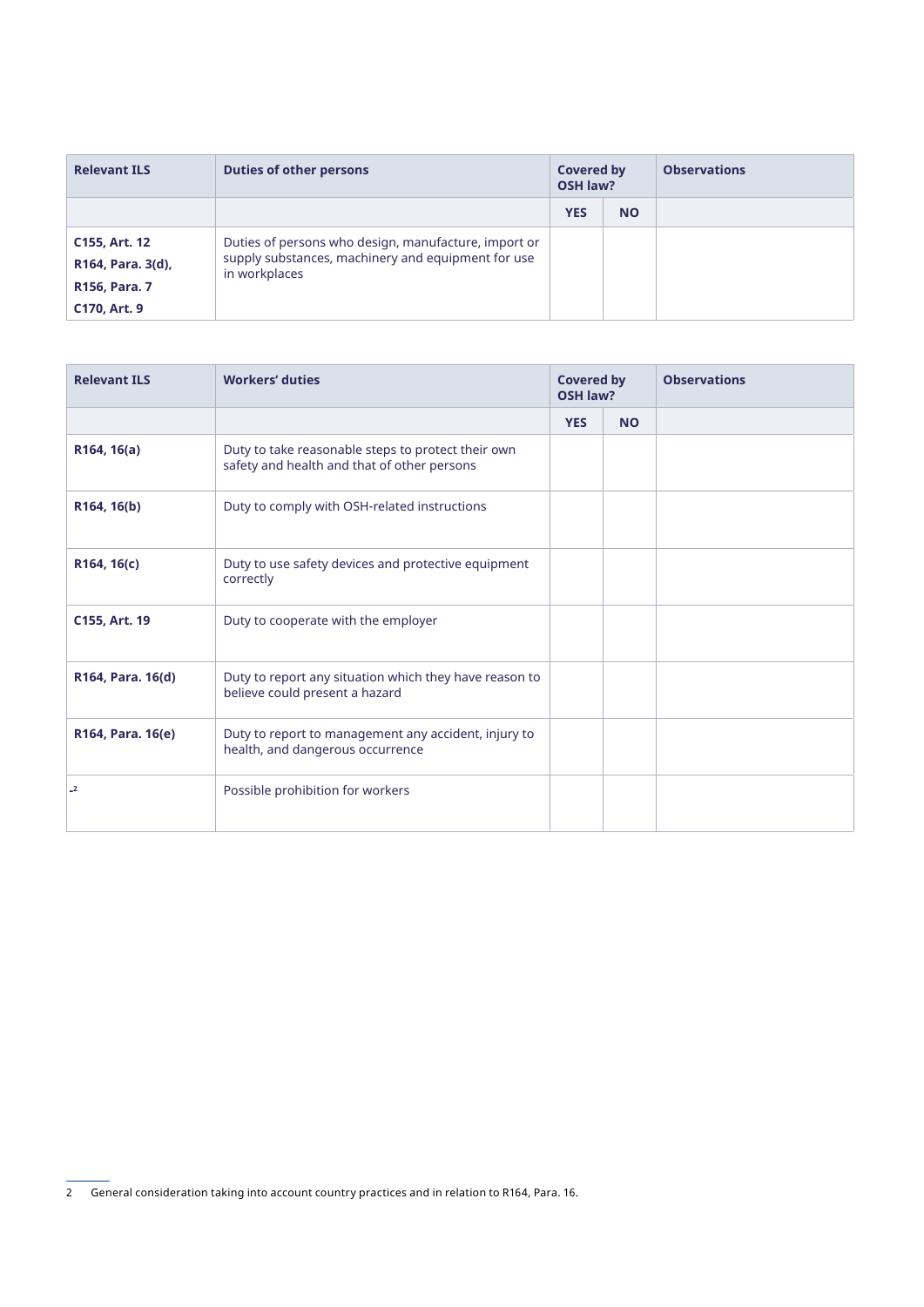| Relevant ILS | Duties of other persons | Covered by OSH law? | | Observations |
|---|---|---|---|---|
| | | **YES** | **NO** | |
| **C155, Art. 12**<br>**R164, Para. 3(d),**<br>**R156, Para. 7**<br>**C170, Art. 9** | Duties of persons who design, manufacture, import or supply substances, machinery and equipment for use in workplaces | | | |

| Relevant ILS | Workers' duties | Covered by OSH law? | | Observations |
|---|---|---|---|---|
| | | **YES** | **NO** | |
| **R164, 16(a)** | Duty to take reasonable steps to protect their own safety and health and that of other persons | | | |
| **R164, 16(b)** | Duty to comply with OSH-related instructions | | | |
| **R164, 16(c)** | Duty to use safety devices and protective equipment correctly | | | |
| **C155, Art. 19** | Duty to cooperate with the employer | | | |
| **R164, Para. 16(d)** | Duty to report any situation which they have reason to believe could present a hazard | | | |
| **R164, Para. 16(e)** | Duty to report to management any accident, injury to health, and dangerous occurrence | | | |
| -[2] | Possible prohibition for workers | | | |

2 General consideration taking into account country practices and in relation to R164, Para. 16.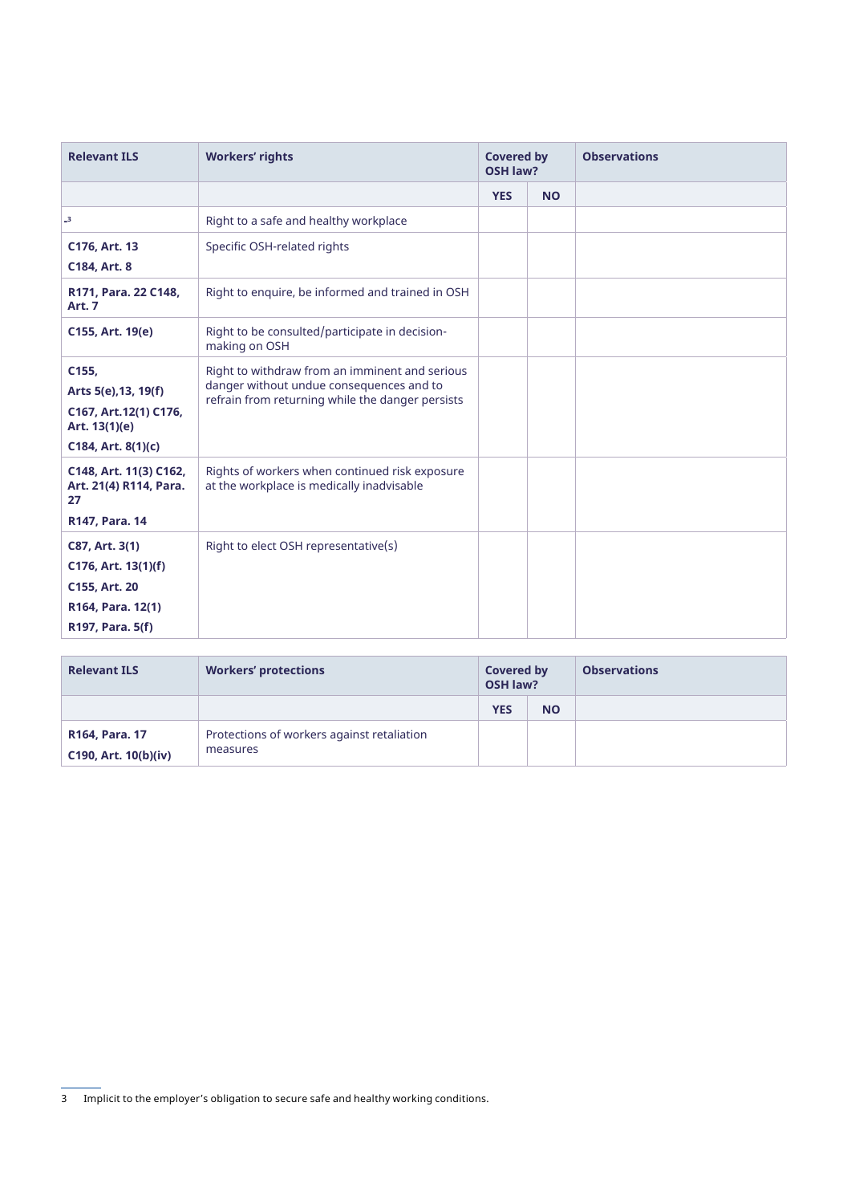| Relevant ILS | Workers' rights | Covered by OSH law? | | Observations |
|---|---|---|---|---|
| | | YES | NO | |
| -[3] | Right to a safe and healthy workplace | | | |
| C176, Art. 13<br>C184, Art. 8 | Specific OSH-related rights | | | |
| R171, Para. 22 C148, Art. 7 | Right to enquire, be informed and trained in OSH | | | |
| C155, Art. 19(e) | Right to be consulted/participate in decision-making on OSH | | | |
| C155,<br>Arts 5(e),13, 19(f)<br>C167, Art.12(1) C176, Art. 13(1)(e)<br>C184, Art. 8(1)(c) | Right to withdraw from an imminent and serious danger without undue consequences and to refrain from returning while the danger persists | | | |
| C148, Art. 11(3) C162, Art. 21(4) R114, Para. 27<br>R147, Para. 14 | Rights of workers when continued risk exposure at the workplace is medically inadvisable | | | |
| C87, Art. 3(1)<br>C176, Art. 13(1)(f)<br>C155, Art. 20<br>R164, Para. 12(1)<br>R197, Para. 5(f) | Right to elect OSH representative(s) | | | |

| Relevant ILS | Workers' protections | Covered by OSH law? | | Observations |
|---|---|---|---|---|
| | | YES | NO | |
| R164, Para. 17<br>C190, Art. 10(b)(iv) | Protections of workers against retaliation measures | | | |

3 Implicit to the employer's obligation to secure safe and healthy working conditions.